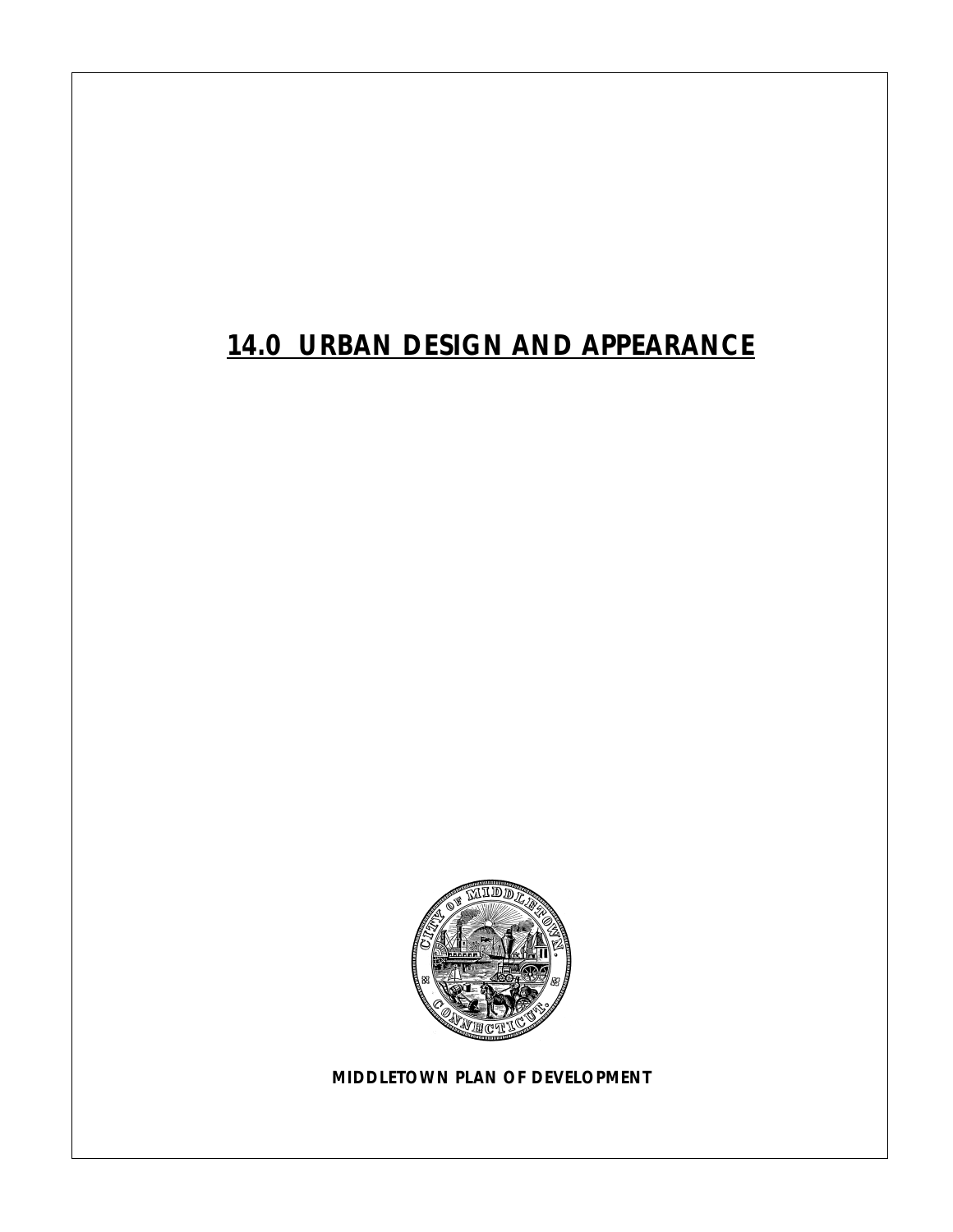# 14.0 URBAN DESIGN AND APPEARANCE

**MIDDLETOWN PLAN OF DEVELOPMENT**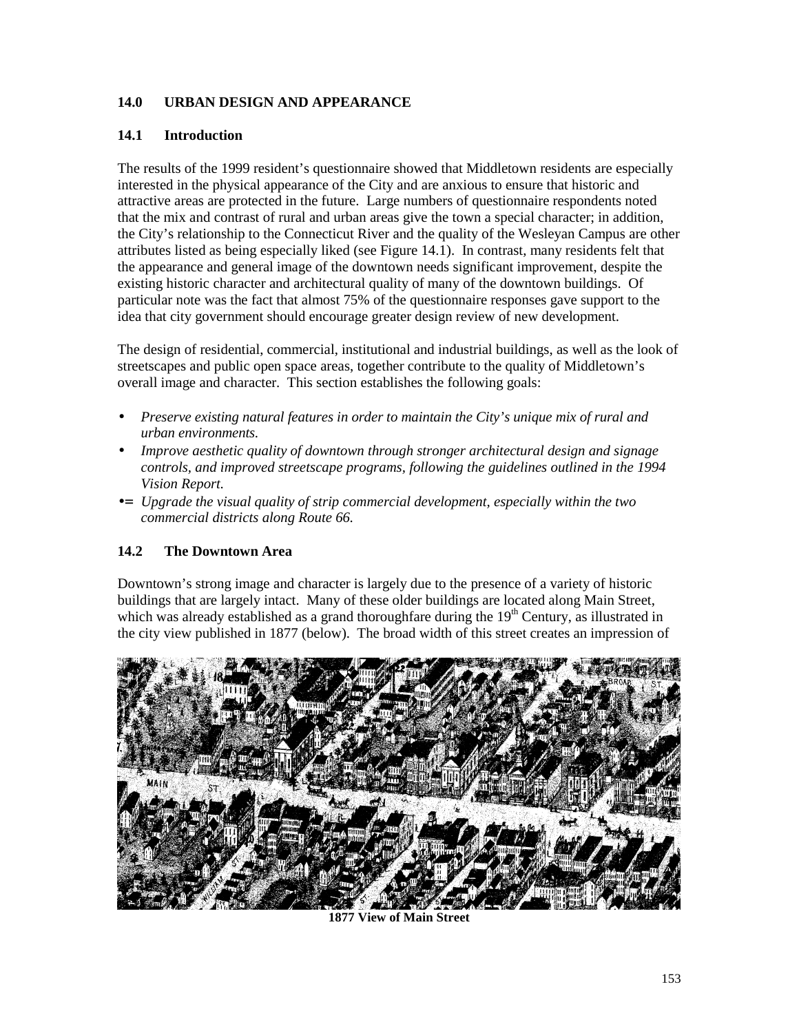## 14.0 URBAN DESIGN AND APPEARANCE

### 14.1 Introduction

The results of the 1999 resident's questionnaire showed that Middletown residents are especially interested in the physical appearance of the City and are anxious to ensure that historic and attractive areas are protected in the future. Large numbers of questionnaire respondents noted that the mix and contrast of rural and urban areas give the town a special character; in addition, the City's relationship to the Connecticut River and the quality of the Wesleyan Campus are other attributes listed as being especially liked (see Figure 14.1). In contrast, many residents felt that the appearance and general image of the downtown needs significant improvement, despite the existing historic character and architectural quality of many of the downtown buildings. Of particular note was the fact that almost 75% of the questionnaire responses gave support to the idea that city government should encourage greater design review of new development.

The design of residential, commercial, institutional and industrial buildings, as well as the look of streetscapes and public open space areas, together contribute to the quality of Middletown's overall image and character. This section establishes the following goals:

- *Preserve existing natural features in order to maintain the City's unique mix of rural and urban environments.*
- *Improve aesthetic quality of downtown through stronger architectural design and signage controls, and improved streetscape programs, following the guidelines outlined in the 1994 Vision Report.*
- *Upgrade the visual quality of strip commercial development, especially within the two commercial districts along Route 66.*

### 14.2 The Downtown Area

Downtown's strong image and character is largely due to the presence of a variety of historic buildings that are largely intact. Many of these older buildings are located along Main Street, which was already established as a grand thoroughfare during the 19th Century, as illustrated in the city view published in 1877 (below). The broad width of this street creates an impression of

**1877 View of Main Street**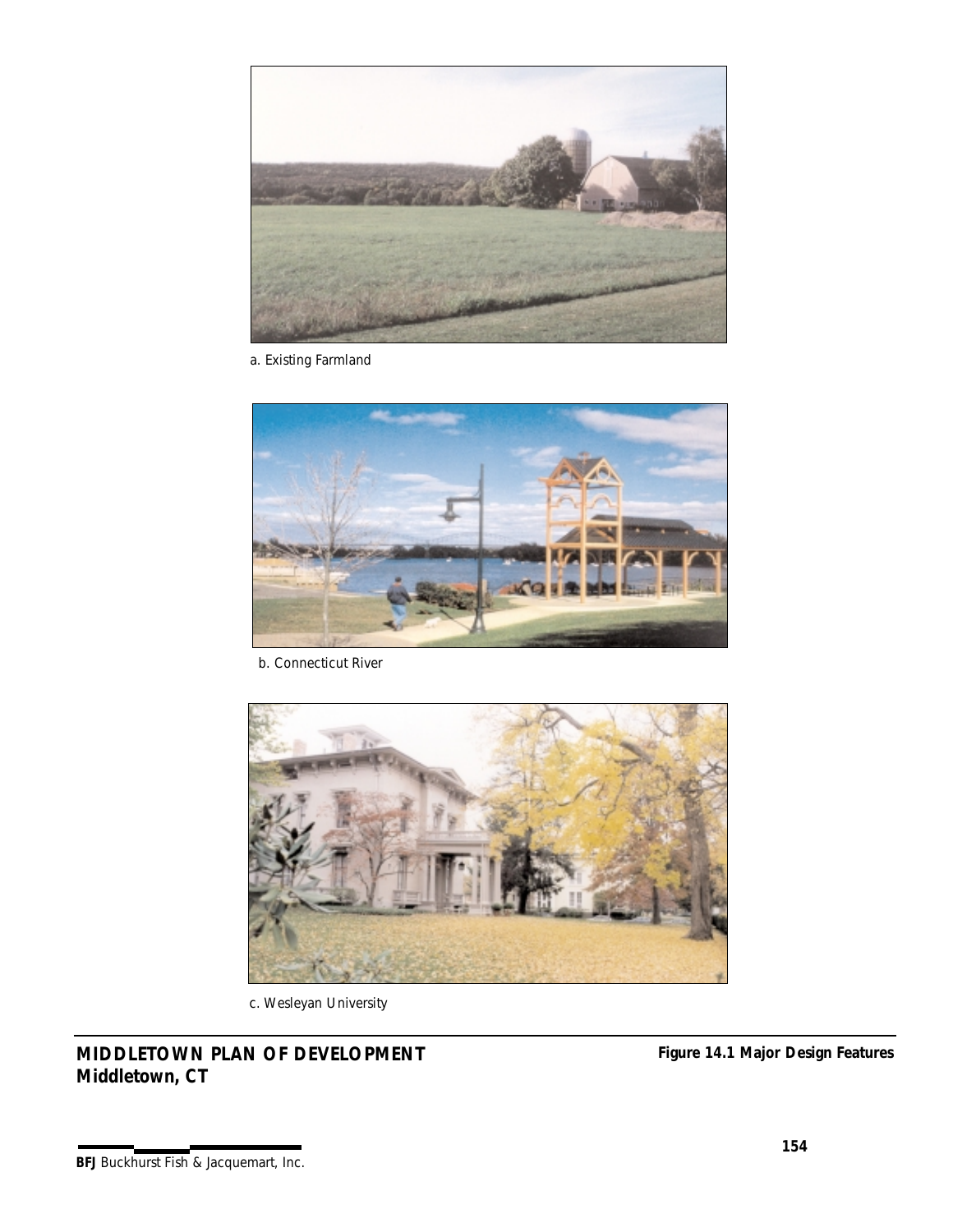a. Existing Farmland

b. Connecticut River

c. Wesleyan University

**MIDDLETOWN PLAN OF DEVELOPMENT**
**Middletown, CT**

**Figure 14.1 Major Design Features**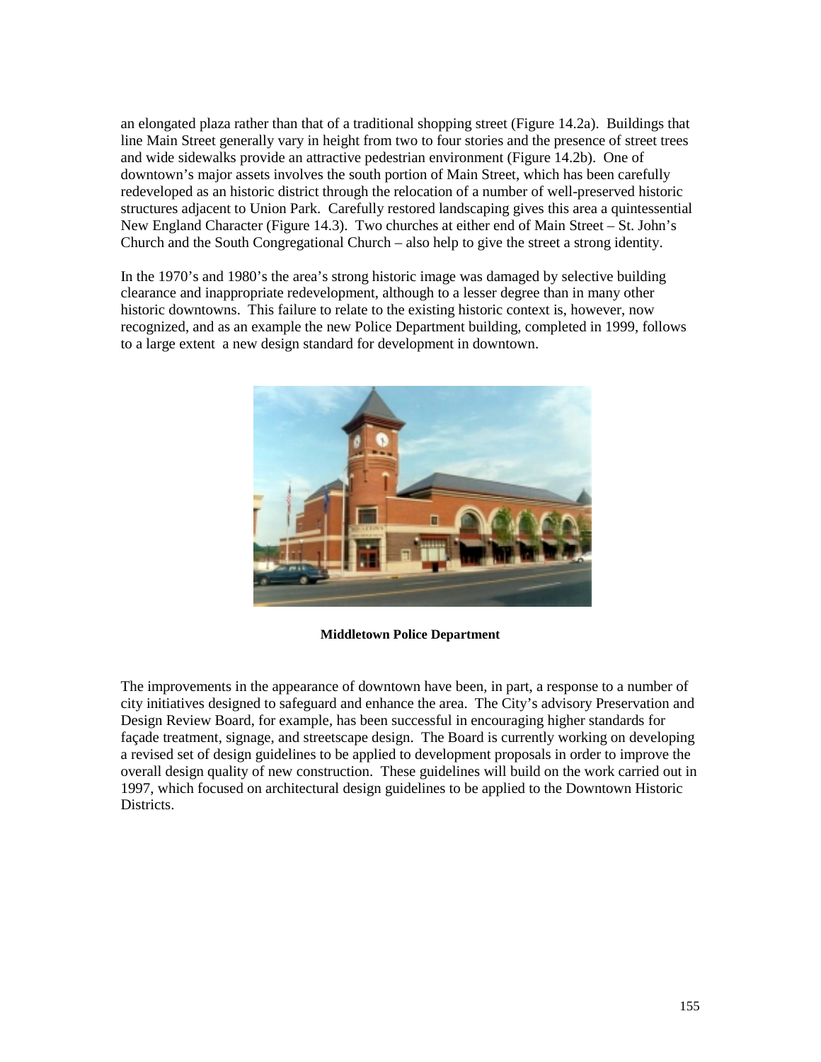an elongated plaza rather than that of a traditional shopping street (Figure 14.2a). Buildings that line Main Street generally vary in height from two to four stories and the presence of street trees and wide sidewalks provide an attractive pedestrian environment (Figure 14.2b). One of downtown's major assets involves the south portion of Main Street, which has been carefully redeveloped as an historic district through the relocation of a number of well-preserved historic structures adjacent to Union Park. Carefully restored landscaping gives this area a quintessential New England Character (Figure 14.3). Two churches at either end of Main Street – St. John's Church and the South Congregational Church – also help to give the street a strong identity.

In the 1970's and 1980's the area's strong historic image was damaged by selective building clearance and inappropriate redevelopment, although to a lesser degree than in many other historic downtowns. This failure to relate to the existing historic context is, however, now recognized, and as an example the new Police Department building, completed in 1999, follows to a large extent a new design standard for development in downtown.

**Middletown Police Department**

The improvements in the appearance of downtown have been, in part, a response to a number of city initiatives designed to safeguard and enhance the area. The City's advisory Preservation and Design Review Board, for example, has been successful in encouraging higher standards for façade treatment, signage, and streetscape design. The Board is currently working on developing a revised set of design guidelines to be applied to development proposals in order to improve the overall design quality of new construction. These guidelines will build on the work carried out in 1997, which focused on architectural design guidelines to be applied to the Downtown Historic Districts.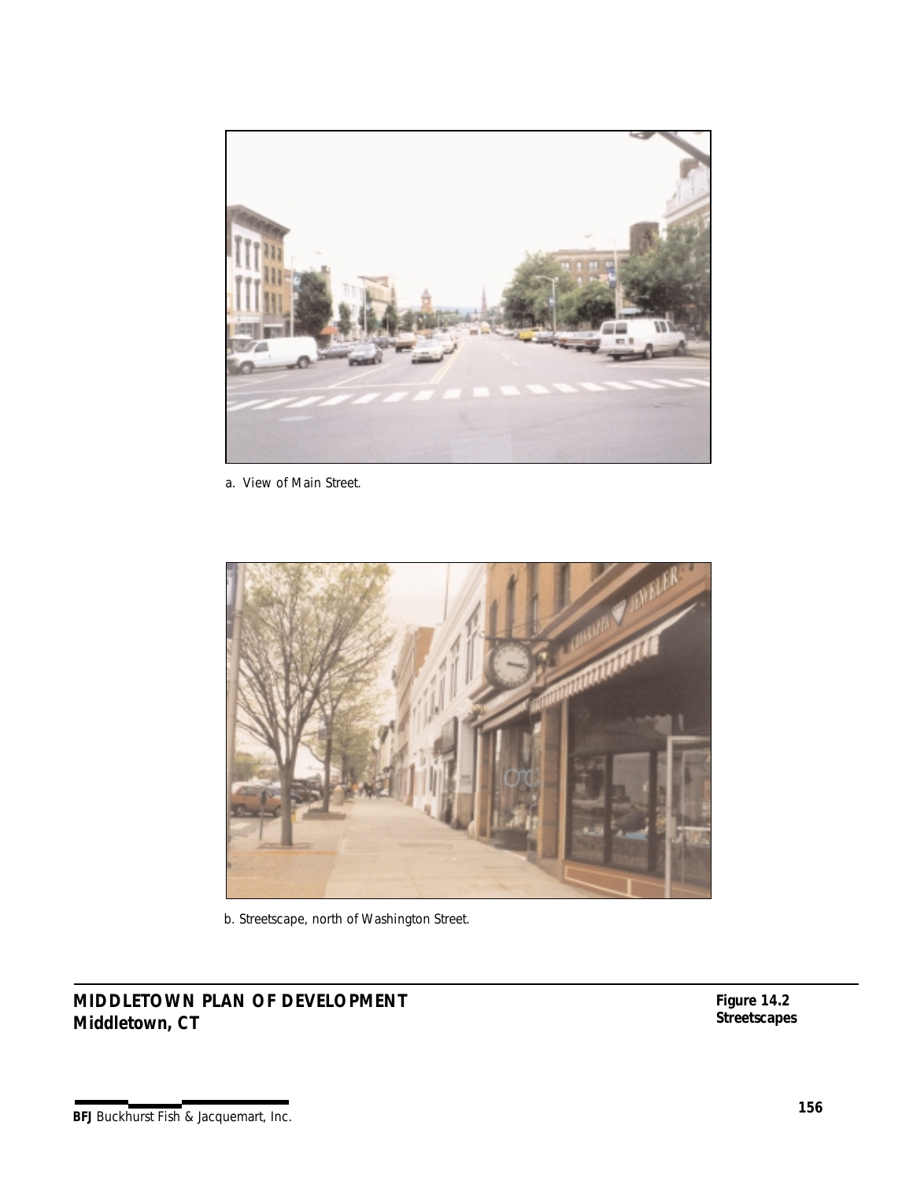a. View of Main Street.

b. Streetscape, north of Washington Street.

**MIDDLETOWN PLAN OF DEVELOPMENT**
**Middletown, CT**

**Figure 14.2**
**Streetscapes**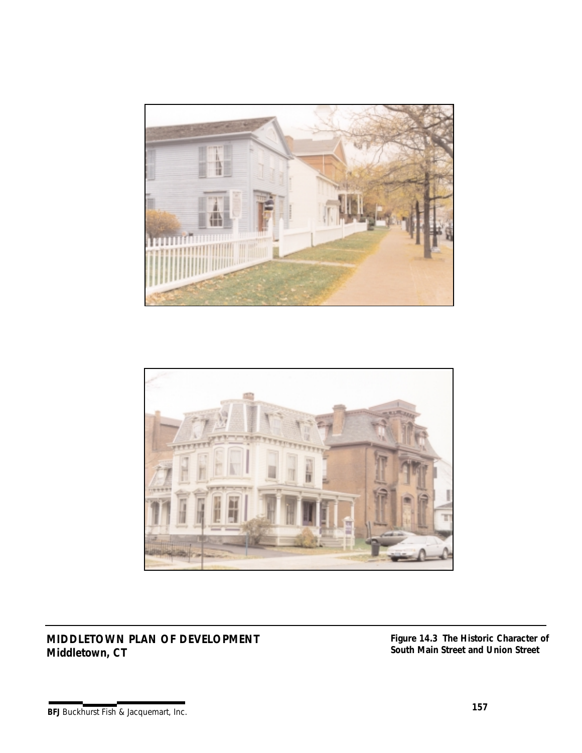Figure 14.3 The Historic Character of South Main Street and Union Street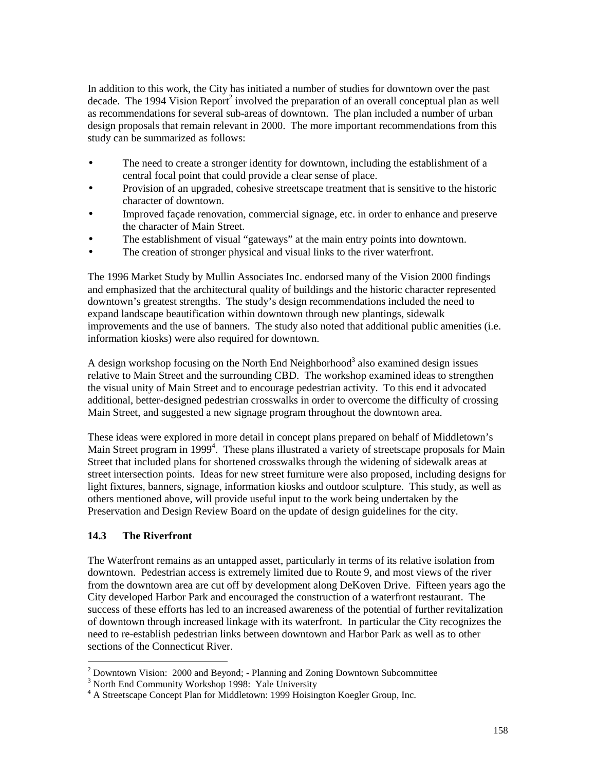In addition to this work, the City has initiated a number of studies for downtown over the past decade. The 1994 Vision Report[2] involved the preparation of an overall conceptual plan as well as recommendations for several sub-areas of downtown. The plan included a number of urban design proposals that remain relevant in 2000. The more important recommendations from this study can be summarized as follows:

- The need to create a stronger identity for downtown, including the establishment of a central focal point that could provide a clear sense of place.
- Provision of an upgraded, cohesive streetscape treatment that is sensitive to the historic character of downtown.
- Improved façade renovation, commercial signage, etc. in order to enhance and preserve the character of Main Street.
- The establishment of visual "gateways" at the main entry points into downtown.
- The creation of stronger physical and visual links to the river waterfront.

The 1996 Market Study by Mullin Associates Inc. endorsed many of the Vision 2000 findings and emphasized that the architectural quality of buildings and the historic character represented downtown's greatest strengths. The study's design recommendations included the need to expand landscape beautification within downtown through new plantings, sidewalk improvements and the use of banners. The study also noted that additional public amenities (i.e. information kiosks) were also required for downtown.

A design workshop focusing on the North End Neighborhood[3] also examined design issues relative to Main Street and the surrounding CBD. The workshop examined ideas to strengthen the visual unity of Main Street and to encourage pedestrian activity. To this end it advocated additional, better-designed pedestrian crosswalks in order to overcome the difficulty of crossing Main Street, and suggested a new signage program throughout the downtown area.

These ideas were explored in more detail in concept plans prepared on behalf of Middletown's Main Street program in 1999[4]. These plans illustrated a variety of streetscape proposals for Main Street that included plans for shortened crosswalks through the widening of sidewalk areas at street intersection points. Ideas for new street furniture were also proposed, including designs for light fixtures, banners, signage, information kiosks and outdoor sculpture. This study, as well as others mentioned above, will provide useful input to the work being undertaken by the Preservation and Design Review Board on the update of design guidelines for the city.

### 14.3 The Riverfront

The Waterfront remains as an untapped asset, particularly in terms of its relative isolation from downtown. Pedestrian access is extremely limited due to Route 9, and most views of the river from the downtown area are cut off by development along DeKoven Drive. Fifteen years ago the City developed Harbor Park and encouraged the construction of a waterfront restaurant. The success of these efforts has led to an increased awareness of the potential of further revitalization of downtown through increased linkage with its waterfront. In particular the City recognizes the need to re-establish pedestrian links between downtown and Harbor Park as well as to other sections of the Connecticut River.

---

[2] Downtown Vision: 2000 and Beyond; - Planning and Zoning Downtown Subcommittee

[3] North End Community Workshop 1998: Yale University

[4] A Streetscape Concept Plan for Middletown: 1999 Hoisington Koegler Group, Inc.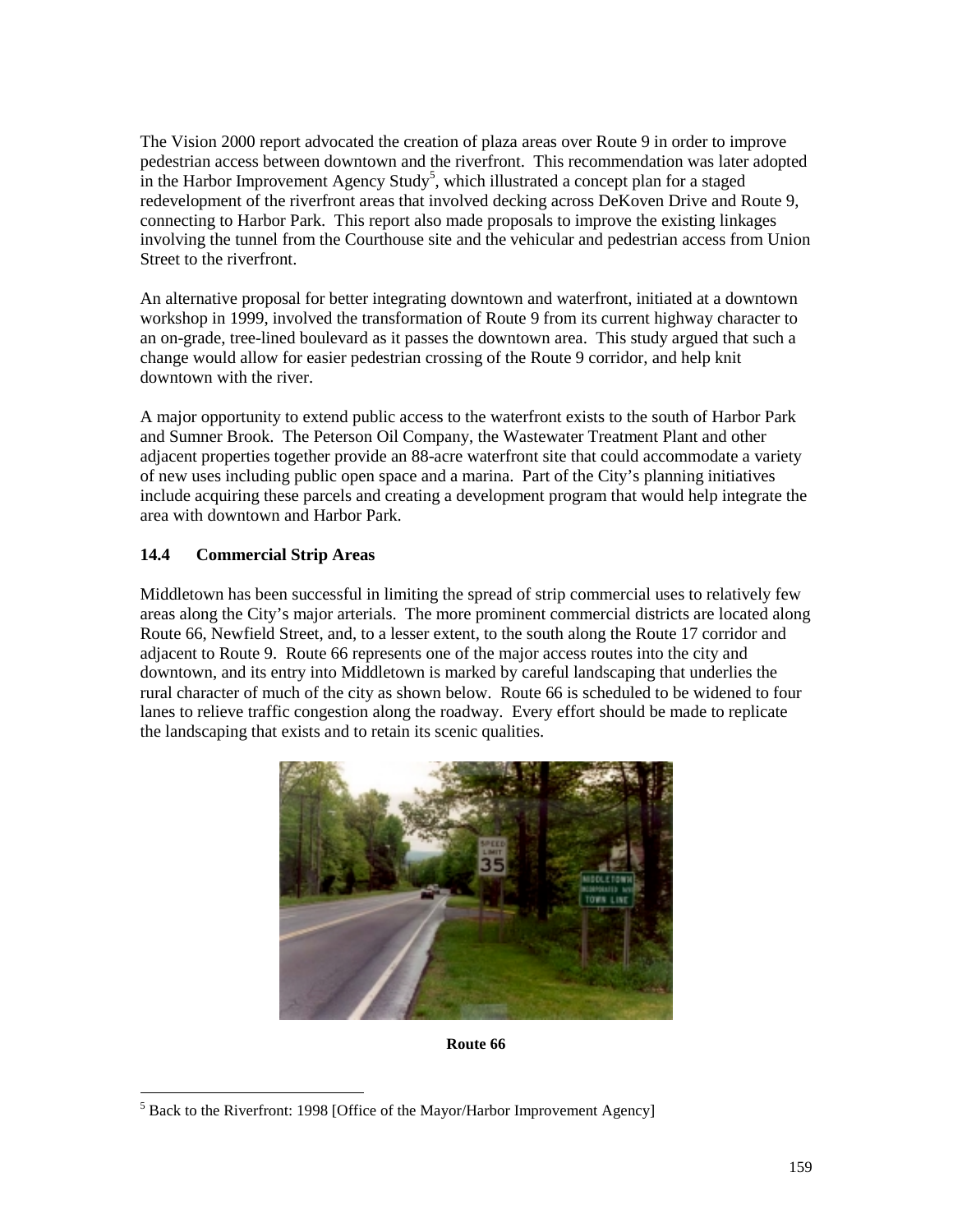The Vision 2000 report advocated the creation of plaza areas over Route 9 in order to improve pedestrian access between downtown and the riverfront. This recommendation was later adopted in the Harbor Improvement Agency Study[5], which illustrated a concept plan for a staged redevelopment of the riverfront areas that involved decking across DeKoven Drive and Route 9, connecting to Harbor Park. This report also made proposals to improve the existing linkages involving the tunnel from the Courthouse site and the vehicular and pedestrian access from Union Street to the riverfront.

An alternative proposal for better integrating downtown and waterfront, initiated at a downtown workshop in 1999, involved the transformation of Route 9 from its current highway character to an on-grade, tree-lined boulevard as it passes the downtown area. This study argued that such a change would allow for easier pedestrian crossing of the Route 9 corridor, and help knit downtown with the river.

A major opportunity to extend public access to the waterfront exists to the south of Harbor Park and Sumner Brook. The Peterson Oil Company, the Wastewater Treatment Plant and other adjacent properties together provide an 88-acre waterfront site that could accommodate a variety of new uses including public open space and a marina. Part of the City's planning initiatives include acquiring these parcels and creating a development program that would help integrate the area with downtown and Harbor Park.

### 14.4 Commercial Strip Areas

Middletown has been successful in limiting the spread of strip commercial uses to relatively few areas along the City's major arterials. The more prominent commercial districts are located along Route 66, Newfield Street, and, to a lesser extent, to the south along the Route 17 corridor and adjacent to Route 9. Route 66 represents one of the major access routes into the city and downtown, and its entry into Middletown is marked by careful landscaping that underlies the rural character of much of the city as shown below. Route 66 is scheduled to be widened to four lanes to relieve traffic congestion along the roadway. Every effort should be made to replicate the landscaping that exists and to retain its scenic qualities.

**Route 66**

[5] Back to the Riverfront: 1998 [Office of the Mayor/Harbor Improvement Agency]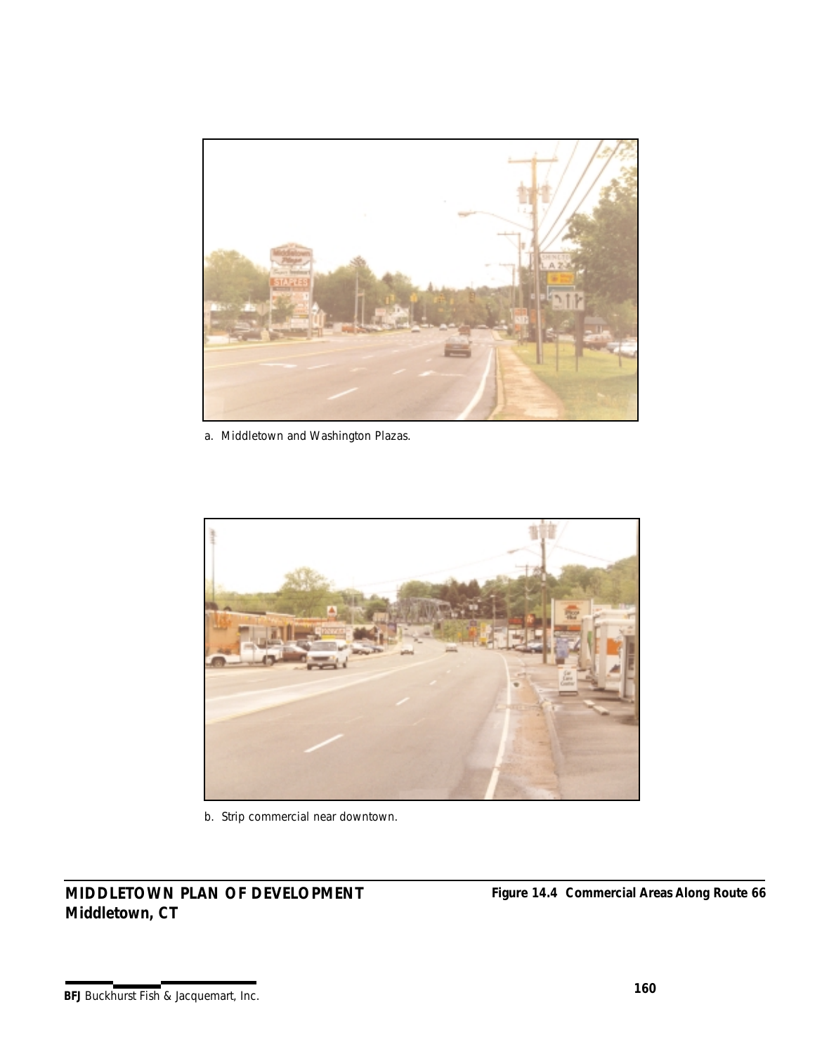a. Middletown and Washington Plazas.

b. Strip commercial near downtown.

**MIDDLETOWN PLAN OF DEVELOPMENT**
**Middletown, CT**

***Figure 14.4 Commercial Areas Along Route 66***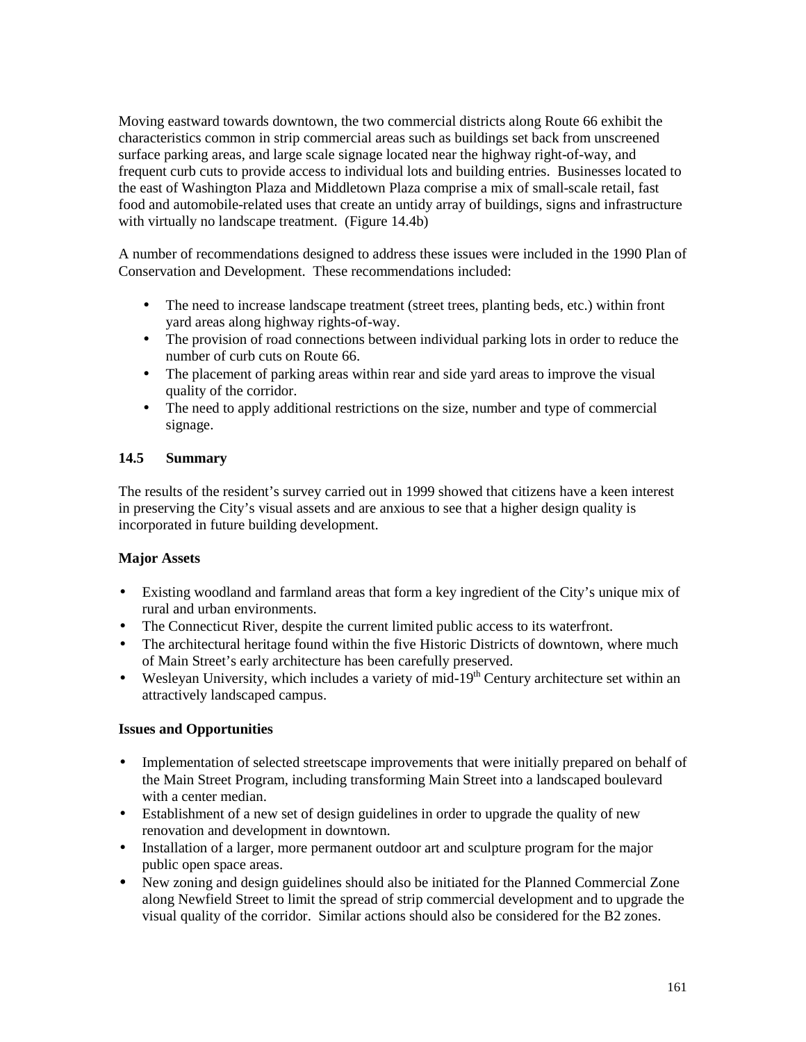Moving eastward towards downtown, the two commercial districts along Route 66 exhibit the characteristics common in strip commercial areas such as buildings set back from unscreened surface parking areas, and large scale signage located near the highway right-of-way, and frequent curb cuts to provide access to individual lots and building entries. Businesses located to the east of Washington Plaza and Middletown Plaza comprise a mix of small-scale retail, fast food and automobile-related uses that create an untidy array of buildings, signs and infrastructure with virtually no landscape treatment. (Figure 14.4b)

A number of recommendations designed to address these issues were included in the 1990 Plan of Conservation and Development. These recommendations included:

- The need to increase landscape treatment (street trees, planting beds, etc.) within front yard areas along highway rights-of-way.
- The provision of road connections between individual parking lots in order to reduce the number of curb cuts on Route 66.
- The placement of parking areas within rear and side yard areas to improve the visual quality of the corridor.
- The need to apply additional restrictions on the size, number and type of commercial signage.

### 14.5 Summary

The results of the resident's survey carried out in 1999 showed that citizens have a keen interest in preserving the City's visual assets and are anxious to see that a higher design quality is incorporated in future building development.

**Major Assets**

- Existing woodland and farmland areas that form a key ingredient of the City's unique mix of rural and urban environments.
- The Connecticut River, despite the current limited public access to its waterfront.
- The architectural heritage found within the five Historic Districts of downtown, where much of Main Street's early architecture has been carefully preserved.
- Wesleyan University, which includes a variety of mid-19th Century architecture set within an attractively landscaped campus.

**Issues and Opportunities**

- Implementation of selected streetscape improvements that were initially prepared on behalf of the Main Street Program, including transforming Main Street into a landscaped boulevard with a center median.
- Establishment of a new set of design guidelines in order to upgrade the quality of new renovation and development in downtown.
- Installation of a larger, more permanent outdoor art and sculpture program for the major public open space areas.
- New zoning and design guidelines should also be initiated for the Planned Commercial Zone along Newfield Street to limit the spread of strip commercial development and to upgrade the visual quality of the corridor. Similar actions should also be considered for the B2 zones.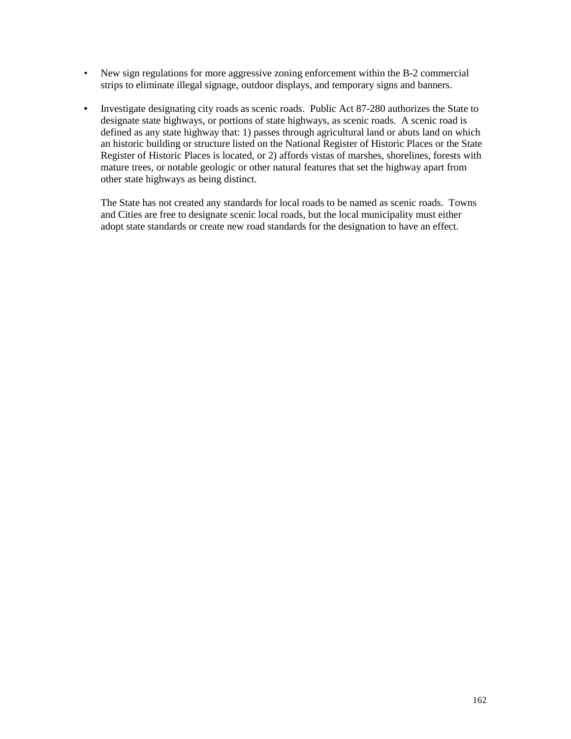- New sign regulations for more aggressive zoning enforcement within the B-2 commercial strips to eliminate illegal signage, outdoor displays, and temporary signs and banners.

- Investigate designating city roads as scenic roads. Public Act 87-280 authorizes the State to designate state highways, or portions of state highways, as scenic roads. A scenic road is defined as any state highway that: 1) passes through agricultural land or abuts land on which an historic building or structure listed on the National Register of Historic Places or the State Register of Historic Places is located, or 2) affords vistas of marshes, shorelines, forests with mature trees, or notable geologic or other natural features that set the highway apart from other state highways as being distinct.

  The State has not created any standards for local roads to be named as scenic roads. Towns and Cities are free to designate scenic local roads, but the local municipality must either adopt state standards or create new road standards for the designation to have an effect.